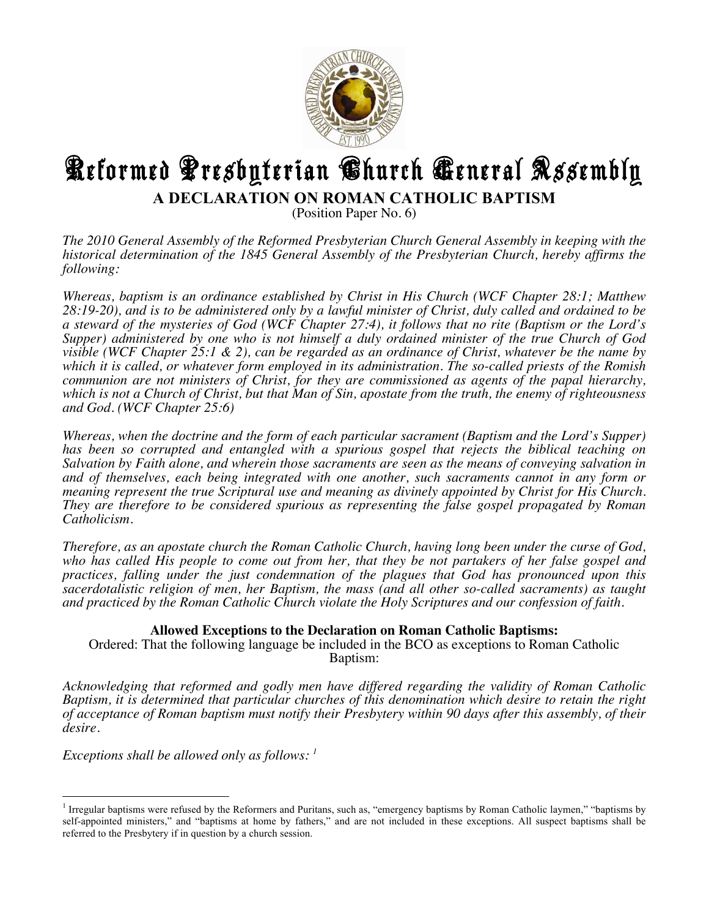# Reformed Presbyterian Church General Assembly

## A DECLARATION ON ROMAN CATHOLIC BAPTISM

(Position Paper No. 6)

*The 2010 General Assembly of the Reformed Presbyterian Church General Assembly in keeping with the historical determination of the 1845 General Assembly of the Presbyterian Church, hereby affirms the following:*

*Whereas, baptism is an ordinance established by Christ in His Church (WCF Chapter 28:1; Matthew 28:19-20), and is to be administered only by a lawful minister of Christ, duly called and ordained to be a steward of the mysteries of God (WCF Chapter 27:4), it follows that no rite (Baptism or the Lord's Supper) administered by one who is not himself a duly ordained minister of the true Church of God visible (WCF Chapter 25:1 & 2), can be regarded as an ordinance of Christ, whatever be the name by which it is called, or whatever form employed in its administration. The so-called priests of the Romish communion are not ministers of Christ, for they are commissioned as agents of the papal hierarchy, which is not a Church of Christ, but that Man of Sin, apostate from the truth, the enemy of righteousness and God. (WCF Chapter 25:6)*

*Whereas, when the doctrine and the form of each particular sacrament (Baptism and the Lord's Supper) has been so corrupted and entangled with a spurious gospel that rejects the biblical teaching on Salvation by Faith alone, and wherein those sacraments are seen as the means of conveying salvation in and of themselves, each being integrated with one another, such sacraments cannot in any form or meaning represent the true Scriptural use and meaning as divinely appointed by Christ for His Church. They are therefore to be considered spurious as representing the false gospel propagated by Roman Catholicism.*

*Therefore, as an apostate church the Roman Catholic Church, having long been under the curse of God, who has called His people to come out from her, that they be not partakers of her false gospel and practices, falling under the just condemnation of the plagues that God has pronounced upon this sacerdotalistic religion of men, her Baptism, the mass (and all other so-called sacraments) as taught and practiced by the Roman Catholic Church violate the Holy Scriptures and our confession of faith.*

**Allowed Exceptions to the Declaration on Roman Catholic Baptisms:**

Ordered: That the following language be included in the BCO as exceptions to Roman Catholic Baptism:

*Acknowledging that reformed and godly men have differed regarding the validity of Roman Catholic Baptism, it is determined that particular churches of this denomination which desire to retain the right of acceptance of Roman baptism must notify their Presbytery within 90 days after this assembly, of their desire.*

*Exceptions shall be allowed only as follows:* [1]

[1] Irregular baptisms were refused by the Reformers and Puritans, such as, "emergency baptisms by Roman Catholic laymen," "baptisms by self-appointed ministers," and "baptisms at home by fathers," and are not included in these exceptions. All suspect baptisms shall be referred to the Presbytery if in question by a church session.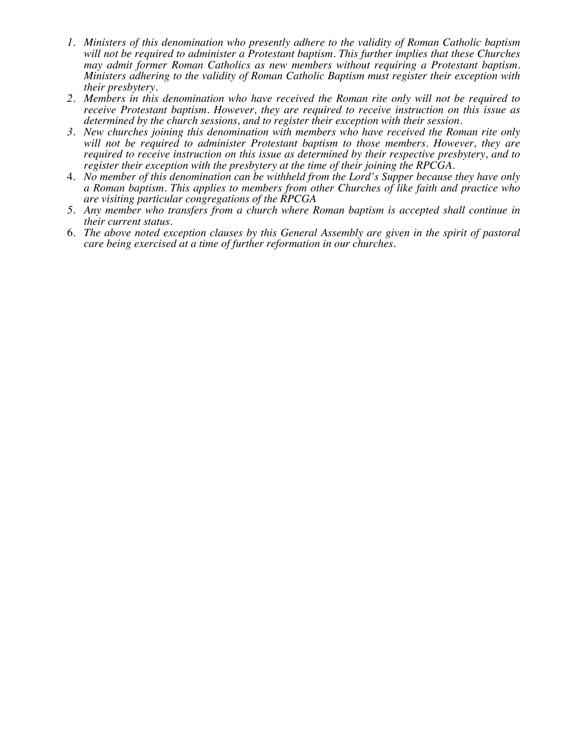1. *Ministers of this denomination who presently adhere to the validity of Roman Catholic baptism will not be required to administer a Protestant baptism. This further implies that these Churches may admit former Roman Catholics as new members without requiring a Protestant baptism. Ministers adhering to the validity of Roman Catholic Baptism must register their exception with their presbytery.*
2. *Members in this denomination who have received the Roman rite only will not be required to receive Protestant baptism. However, they are required to receive instruction on this issue as determined by the church sessions, and to register their exception with their session.*
3. *New churches joining this denomination with members who have received the Roman rite only will not be required to administer Protestant baptism to those members. However, they are required to receive instruction on this issue as determined by their respective presbytery, and to register their exception with the presbytery at the time of their joining the RPCGA.*
4. *No member of this denomination can be withheld from the Lord's Supper because they have only a Roman baptism. This applies to members from other Churches of like faith and practice who are visiting particular congregations of the RPCGA*
5. *Any member who transfers from a church where Roman baptism is accepted shall continue in their current status.*
6. *The above noted exception clauses by this General Assembly are given in the spirit of pastoral care being exercised at a time of further reformation in our churches.*